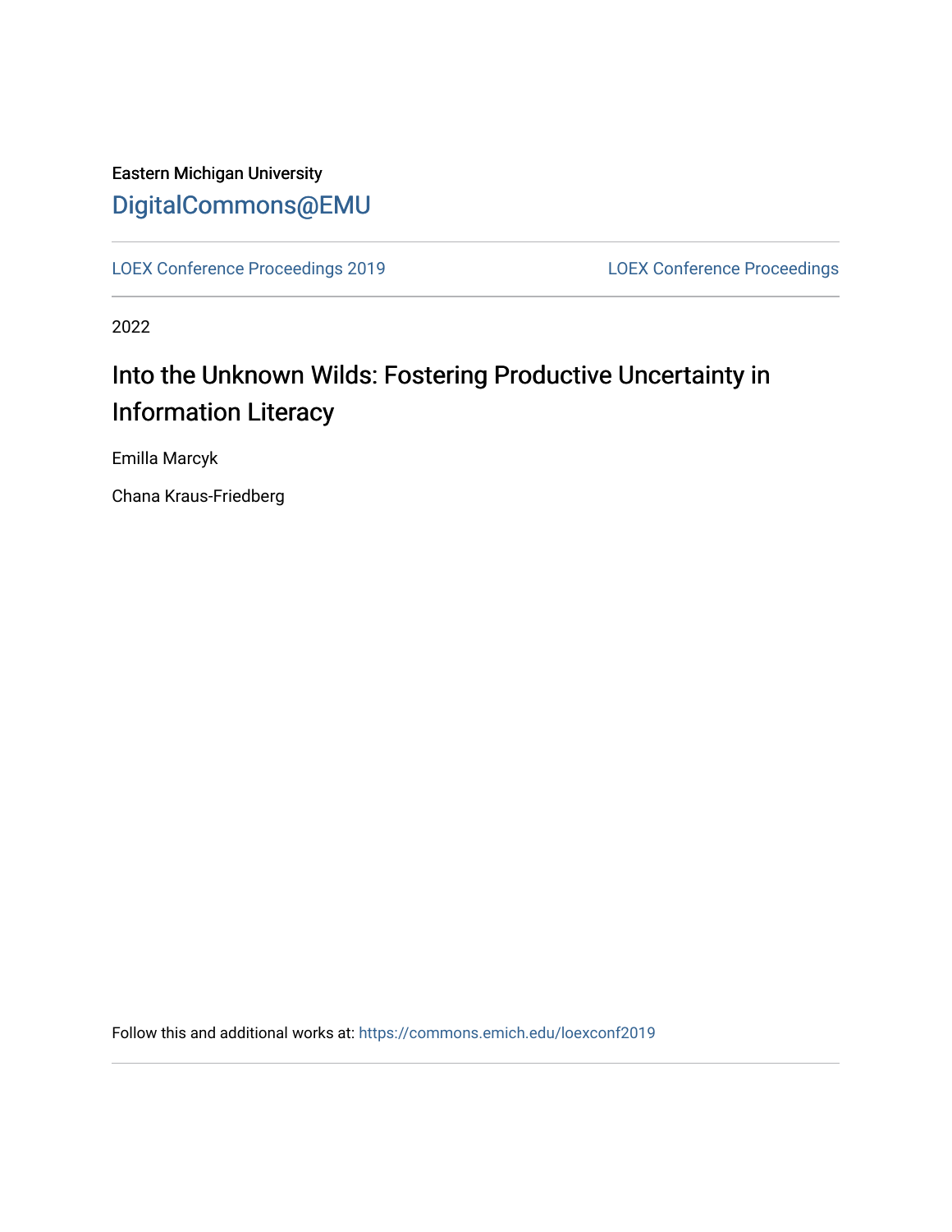Eastern Michigan University

DigitalCommons@EMU

LOEX Conference Proceedings 2019 | LOEX Conference Proceedings

2022

# Into the Unknown Wilds: Fostering Productive Uncertainty in Information Literacy

Emilla Marcyk

Chana Kraus-Friedberg

Follow this and additional works at: https://commons.emich.edu/loexconf2019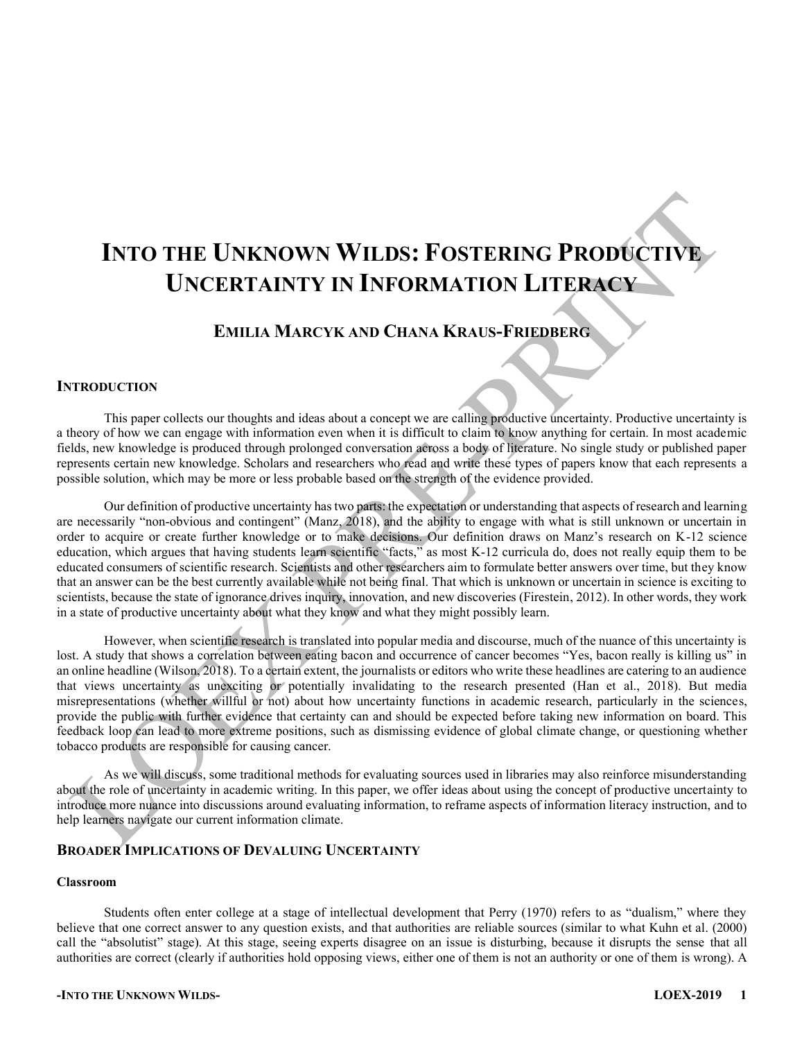# Into the Unknown Wilds: Fostering Productive Uncertainty in Information Literacy

## Emilia Marcyk and Chana Kraus-Friedberg

## Introduction

This paper collects our thoughts and ideas about a concept we are calling productive uncertainty. Productive uncertainty is a theory of how we can engage with information even when it is difficult to claim to know anything for certain. In most academic fields, new knowledge is produced through prolonged conversation across a body of literature. No single study or published paper represents certain new knowledge. Scholars and researchers who read and write these types of papers know that each represents a possible solution, which may be more or less probable based on the strength of the evidence provided.

Our definition of productive uncertainty has two parts: the expectation or understanding that aspects of research and learning are necessarily "non-obvious and contingent" (Manz, 2018), and the ability to engage with what is still unknown or uncertain in order to acquire or create further knowledge or to make decisions. Our definition draws on Manz's research on K-12 science education, which argues that having students learn scientific "facts," as most K-12 curricula do, does not really equip them to be educated consumers of scientific research. Scientists and other researchers aim to formulate better answers over time, but they know that an answer can be the best currently available while not being final. That which is unknown or uncertain in science is exciting to scientists, because the state of ignorance drives inquiry, innovation, and new discoveries (Firestein, 2012). In other words, they work in a state of productive uncertainty about what they know and what they might possibly learn.

However, when scientific research is translated into popular media and discourse, much of the nuance of this uncertainty is lost. A study that shows a correlation between eating bacon and occurrence of cancer becomes "Yes, bacon really is killing us" in an online headline (Wilson, 2018). To a certain extent, the journalists or editors who write these headlines are catering to an audience that views uncertainty as unexciting or potentially invalidating to the research presented (Han et al., 2018). But media misrepresentations (whether willful or not) about how uncertainty functions in academic research, particularly in the sciences, provide the public with further evidence that certainty can and should be expected before taking new information on board. This feedback loop can lead to more extreme positions, such as dismissing evidence of global climate change, or questioning whether tobacco products are responsible for causing cancer.

As we will discuss, some traditional methods for evaluating sources used in libraries may also reinforce misunderstanding about the role of uncertainty in academic writing. In this paper, we offer ideas about using the concept of productive uncertainty to introduce more nuance into discussions around evaluating information, to reframe aspects of information literacy instruction, and to help learners navigate our current information climate.

## Broader Implications of Devaluing Uncertainty

### Classroom

Students often enter college at a stage of intellectual development that Perry (1970) refers to as "dualism," where they believe that one correct answer to any question exists, and that authorities are reliable sources (similar to what Kuhn et al. (2000) call the "absolutist" stage). At this stage, seeing experts disagree on an issue is disturbing, because it disrupts the sense that all authorities are correct (clearly if authorities hold opposing views, either one of them is not an authority or one of them is wrong). A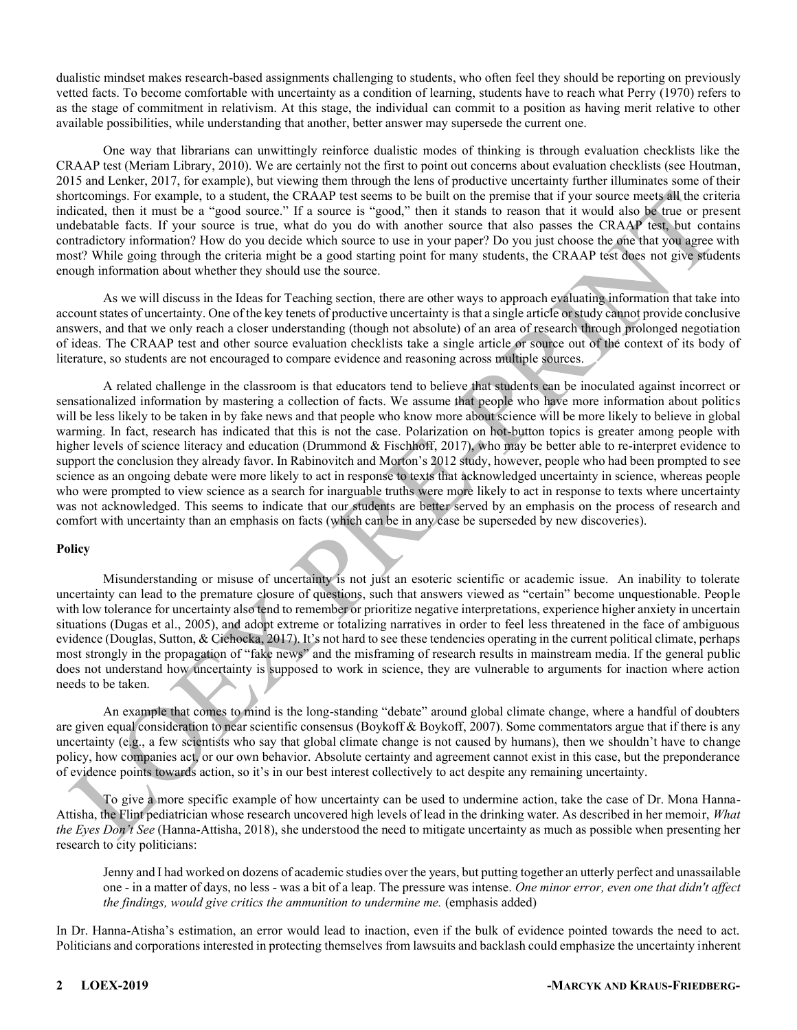dualistic mindset makes research-based assignments challenging to students, who often feel they should be reporting on previously vetted facts. To become comfortable with uncertainty as a condition of learning, students have to reach what Perry (1970) refers to as the stage of commitment in relativism. At this stage, the individual can commit to a position as having merit relative to other available possibilities, while understanding that another, better answer may supersede the current one.

One way that librarians can unwittingly reinforce dualistic modes of thinking is through evaluation checklists like the CRAAP test (Meriam Library, 2010). We are certainly not the first to point out concerns about evaluation checklists (see Houtman, 2015 and Lenker, 2017, for example), but viewing them through the lens of productive uncertainty further illuminates some of their shortcomings. For example, to a student, the CRAAP test seems to be built on the premise that if your source meets all the criteria indicated, then it must be a "good source." If a source is "good," then it stands to reason that it would also be true or present undebatable facts. If your source is true, what do you do with another source that also passes the CRAAP test, but contains contradictory information? How do you decide which source to use in your paper? Do you just choose the one that you agree with most? While going through the criteria might be a good starting point for many students, the CRAAP test does not give students enough information about whether they should use the source.

As we will discuss in the Ideas for Teaching section, there are other ways to approach evaluating information that take into account states of uncertainty. One of the key tenets of productive uncertainty is that a single article or study cannot provide conclusive answers, and that we only reach a closer understanding (though not absolute) of an area of research through prolonged negotiation of ideas. The CRAAP test and other source evaluation checklists take a single article or source out of the context of its body of literature, so students are not encouraged to compare evidence and reasoning across multiple sources.

A related challenge in the classroom is that educators tend to believe that students can be inoculated against incorrect or sensationalized information by mastering a collection of facts. We assume that people who have more information about politics will be less likely to be taken in by fake news and that people who know more about science will be more likely to believe in global warming. In fact, research has indicated that this is not the case. Polarization on hot-button topics is greater among people with higher levels of science literacy and education (Drummond & Fischhoff, 2017), who may be better able to re-interpret evidence to support the conclusion they already favor. In Rabinovitch and Morton's 2012 study, however, people who had been prompted to see science as an ongoing debate were more likely to act in response to texts that acknowledged uncertainty in science, whereas people who were prompted to view science as a search for inarguable truths were more likely to act in response to texts where uncertainty was not acknowledged. This seems to indicate that our students are better served by an emphasis on the process of research and comfort with uncertainty than an emphasis on facts (which can be in any case be superseded by new discoveries).

**Policy**

Misunderstanding or misuse of uncertainty is not just an esoteric scientific or academic issue. An inability to tolerate uncertainty can lead to the premature closure of questions, such that answers viewed as "certain" become unquestionable. People with low tolerance for uncertainty also tend to remember or prioritize negative interpretations, experience higher anxiety in uncertain situations (Dugas et al., 2005), and adopt extreme or totalizing narratives in order to feel less threatened in the face of ambiguous evidence (Douglas, Sutton, & Cichocka, 2017). It's not hard to see these tendencies operating in the current political climate, perhaps most strongly in the propagation of "fake news" and the misframing of research results in mainstream media. If the general public does not understand how uncertainty is supposed to work in science, they are vulnerable to arguments for inaction where action needs to be taken.

An example that comes to mind is the long-standing "debate" around global climate change, where a handful of doubters are given equal consideration to near scientific consensus (Boykoff & Boykoff, 2007). Some commentators argue that if there is any uncertainty (e.g., a few scientists who say that global climate change is not caused by humans), then we shouldn't have to change policy, how companies act, or our own behavior. Absolute certainty and agreement cannot exist in this case, but the preponderance of evidence points towards action, so it's in our best interest collectively to act despite any remaining uncertainty.

To give a more specific example of how uncertainty can be used to undermine action, take the case of Dr. Mona Hanna-Attisha, the Flint pediatrician whose research uncovered high levels of lead in the drinking water. As described in her memoir, *What the Eyes Don't See* (Hanna-Attisha, 2018), she understood the need to mitigate uncertainty as much as possible when presenting her research to city politicians:

> Jenny and I had worked on dozens of academic studies over the years, but putting together an utterly perfect and unassailable one - in a matter of days, no less - was a bit of a leap. The pressure was intense. *One minor error, even one that didn't affect the findings, would give critics the ammunition to undermine me.* (emphasis added)

In Dr. Hanna-Atisha's estimation, an error would lead to inaction, even if the bulk of evidence pointed towards the need to act. Politicians and corporations interested in protecting themselves from lawsuits and backlash could emphasize the uncertainty inherent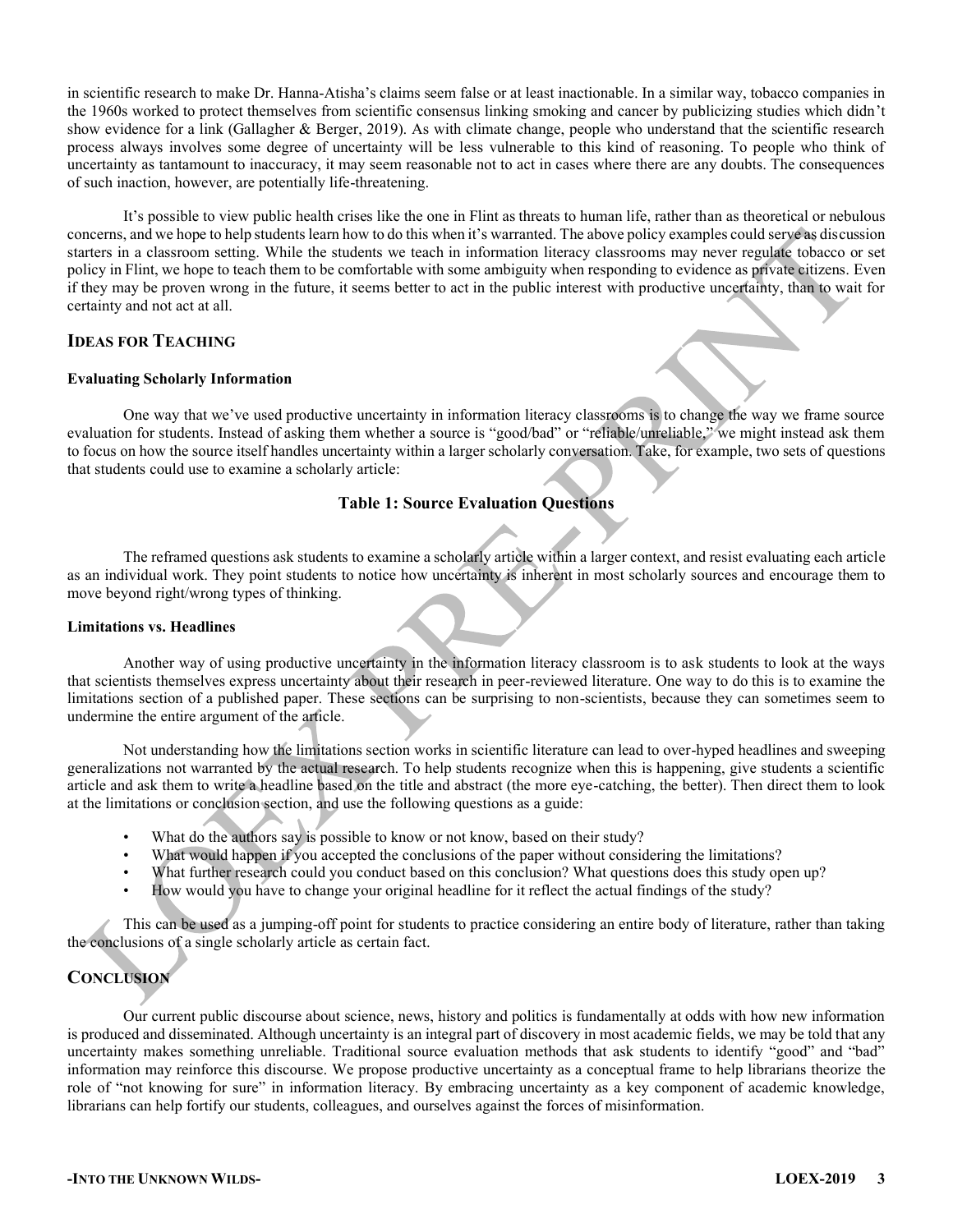in scientific research to make Dr. Hanna-Atisha's claims seem false or at least inactionable. In a similar way, tobacco companies in the 1960s worked to protect themselves from scientific consensus linking smoking and cancer by publicizing studies which didn't show evidence for a link (Gallagher & Berger, 2019). As with climate change, people who understand that the scientific research process always involves some degree of uncertainty will be less vulnerable to this kind of reasoning. To people who think of uncertainty as tantamount to inaccuracy, it may seem reasonable not to act in cases where there are any doubts. The consequences of such inaction, however, are potentially life-threatening.

It's possible to view public health crises like the one in Flint as threats to human life, rather than as theoretical or nebulous concerns, and we hope to help students learn how to do this when it's warranted. The above policy examples could serve as discussion starters in a classroom setting. While the students we teach in information literacy classrooms may never regulate tobacco or set policy in Flint, we hope to teach them to be comfortable with some ambiguity when responding to evidence as private citizens. Even if they may be proven wrong in the future, it seems better to act in the public interest with productive uncertainty, than to wait for certainty and not act at all.

## Ideas for Teaching

### Evaluating Scholarly Information

One way that we've used productive uncertainty in information literacy classrooms is to change the way we frame source evaluation for students. Instead of asking them whether a source is "good/bad" or "reliable/unreliable," we might instead ask them to focus on how the source itself handles uncertainty within a larger scholarly conversation. Take, for example, two sets of questions that students could use to examine a scholarly article:

**Table 1: Source Evaluation Questions**

The reframed questions ask students to examine a scholarly article within a larger context, and resist evaluating each article as an individual work. They point students to notice how uncertainty is inherent in most scholarly sources and encourage them to move beyond right/wrong types of thinking.

### Limitations vs. Headlines

Another way of using productive uncertainty in the information literacy classroom is to ask students to look at the ways that scientists themselves express uncertainty about their research in peer-reviewed literature. One way to do this is to examine the limitations section of a published paper. These sections can be surprising to non-scientists, because they can sometimes seem to undermine the entire argument of the article.

Not understanding how the limitations section works in scientific literature can lead to over-hyped headlines and sweeping generalizations not warranted by the actual research. To help students recognize when this is happening, give students a scientific article and ask them to write a headline based on the title and abstract (the more eye-catching, the better). Then direct them to look at the limitations or conclusion section, and use the following questions as a guide:

- What do the authors say is possible to know or not know, based on their study?
- What would happen if you accepted the conclusions of the paper without considering the limitations?
- What further research could you conduct based on this conclusion? What questions does this study open up?
- How would you have to change your original headline for it reflect the actual findings of the study?

This can be used as a jumping-off point for students to practice considering an entire body of literature, rather than taking the conclusions of a single scholarly article as certain fact.

## Conclusion

Our current public discourse about science, news, history and politics is fundamentally at odds with how new information is produced and disseminated. Although uncertainty is an integral part of discovery in most academic fields, we may be told that any uncertainty makes something unreliable. Traditional source evaluation methods that ask students to identify "good" and "bad" information may reinforce this discourse. We propose productive uncertainty as a conceptual frame to help librarians theorize the role of "not knowing for sure" in information literacy. By embracing uncertainty as a key component of academic knowledge, librarians can help fortify our students, colleagues, and ourselves against the forces of misinformation.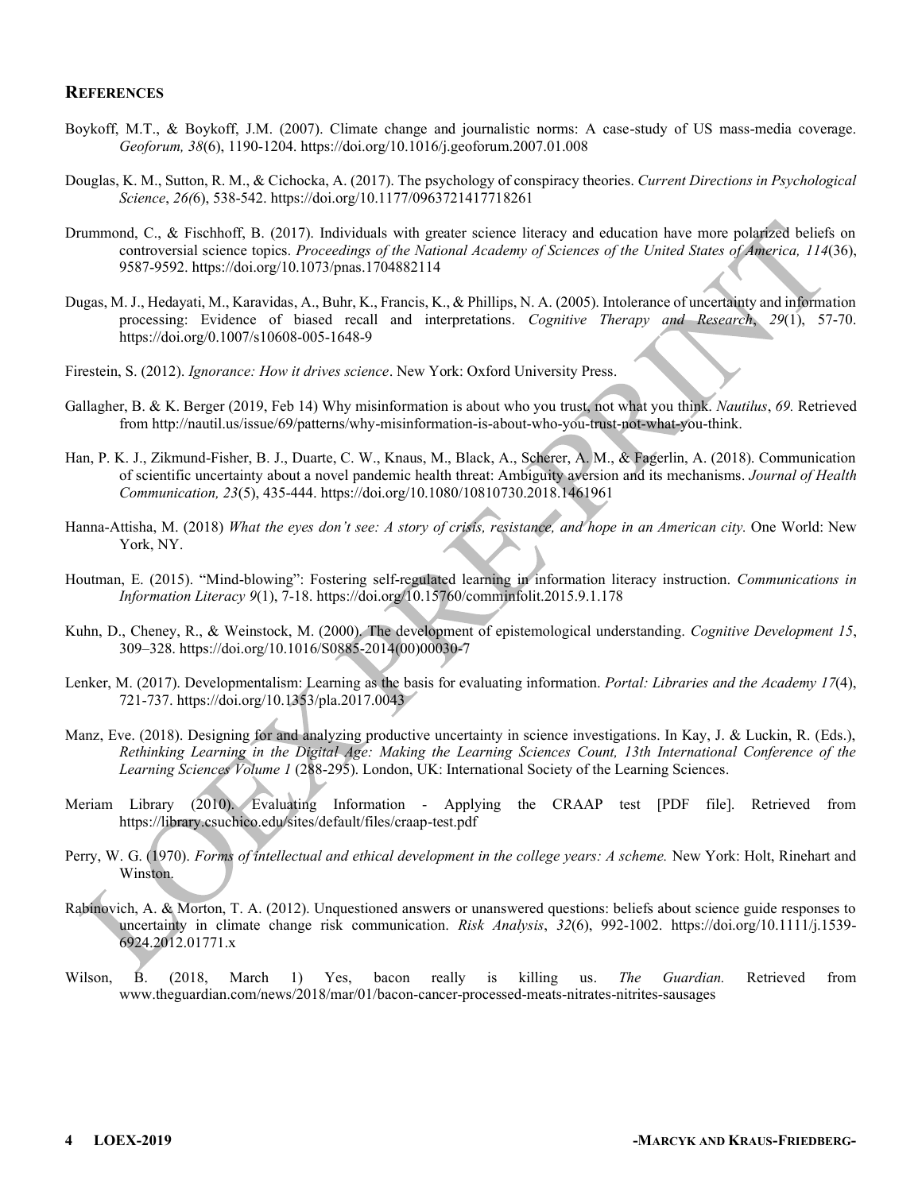## REFERENCES

Boykoff, M.T., & Boykoff, J.M. (2007). Climate change and journalistic norms: A case-study of US mass-media coverage. *Geoforum, 38*(6), 1190-1204. https://doi.org/10.1016/j.geoforum.2007.01.008

Douglas, K. M., Sutton, R. M., & Cichocka, A. (2017). The psychology of conspiracy theories. *Current Directions in Psychological Science*, *26(*6), 538-542. https://doi.org/10.1177/0963721417718261

Drummond, C., & Fischhoff, B. (2017). Individuals with greater science literacy and education have more polarized beliefs on controversial science topics. *Proceedings of the National Academy of Sciences of the United States of America, 114*(36), 9587-9592. https://doi.org/10.1073/pnas.1704882114

Dugas, M. J., Hedayati, M., Karavidas, A., Buhr, K., Francis, K., & Phillips, N. A. (2005). Intolerance of uncertainty and information processing: Evidence of biased recall and interpretations. *Cognitive Therapy and Research*, *29*(1), 57-70. https://doi.org/0.1007/s10608-005-1648-9

Firestein, S. (2012). *Ignorance: How it drives science*. New York: Oxford University Press.

Gallagher, B. & K. Berger (2019, Feb 14) Why misinformation is about who you trust, not what you think. *Nautilus*, *69.* Retrieved from http://nautil.us/issue/69/patterns/why-misinformation-is-about-who-you-trust-not-what-you-think.

Han, P. K. J., Zikmund-Fisher, B. J., Duarte, C. W., Knaus, M., Black, A., Scherer, A. M., & Fagerlin, A. (2018). Communication of scientific uncertainty about a novel pandemic health threat: Ambiguity aversion and its mechanisms. *Journal of Health Communication, 23*(5), 435-444. https://doi.org/10.1080/10810730.2018.1461961

Hanna-Attisha, M. (2018) *What the eyes don't see: A story of crisis, resistance, and hope in an American city.* One World: New York, NY.

Houtman, E. (2015). "Mind-blowing": Fostering self-regulated learning in information literacy instruction. *Communications in Information Literacy 9*(1), 7-18. https://doi.org/10.15760/comminfolit.2015.9.1.178

Kuhn, D., Cheney, R., & Weinstock, M. (2000). The development of epistemological understanding. *Cognitive Development 15*, 309–328. https://doi.org/10.1016/S0885-2014(00)00030-7

Lenker, M. (2017). Developmentalism: Learning as the basis for evaluating information. *Portal: Libraries and the Academy 17*(4), 721-737. https://doi.org/10.1353/pla.2017.0043

Manz, Eve. (2018). Designing for and analyzing productive uncertainty in science investigations. In Kay, J. & Luckin, R. (Eds.), *Rethinking Learning in the Digital Age: Making the Learning Sciences Count, 13th International Conference of the Learning Sciences Volume 1* (288-295). London, UK: International Society of the Learning Sciences.

Meriam Library (2010). Evaluating Information - Applying the CRAAP test [PDF file]. Retrieved from https://library.csuchico.edu/sites/default/files/craap-test.pdf

Perry, W. G. (1970). *Forms of intellectual and ethical development in the college years: A scheme.* New York: Holt, Rinehart and Winston.

Rabinovich, A. & Morton, T. A. (2012). Unquestioned answers or unanswered questions: beliefs about science guide responses to uncertainty in climate change risk communication. *Risk Analysis*, *32*(6), 992-1002. https://doi.org/10.1111/j.1539-6924.2012.01771.x

Wilson, B. (2018, March 1) Yes, bacon really is killing us. *The Guardian.* Retrieved from www.theguardian.com/news/2018/mar/01/bacon-cancer-processed-meats-nitrates-nitrites-sausages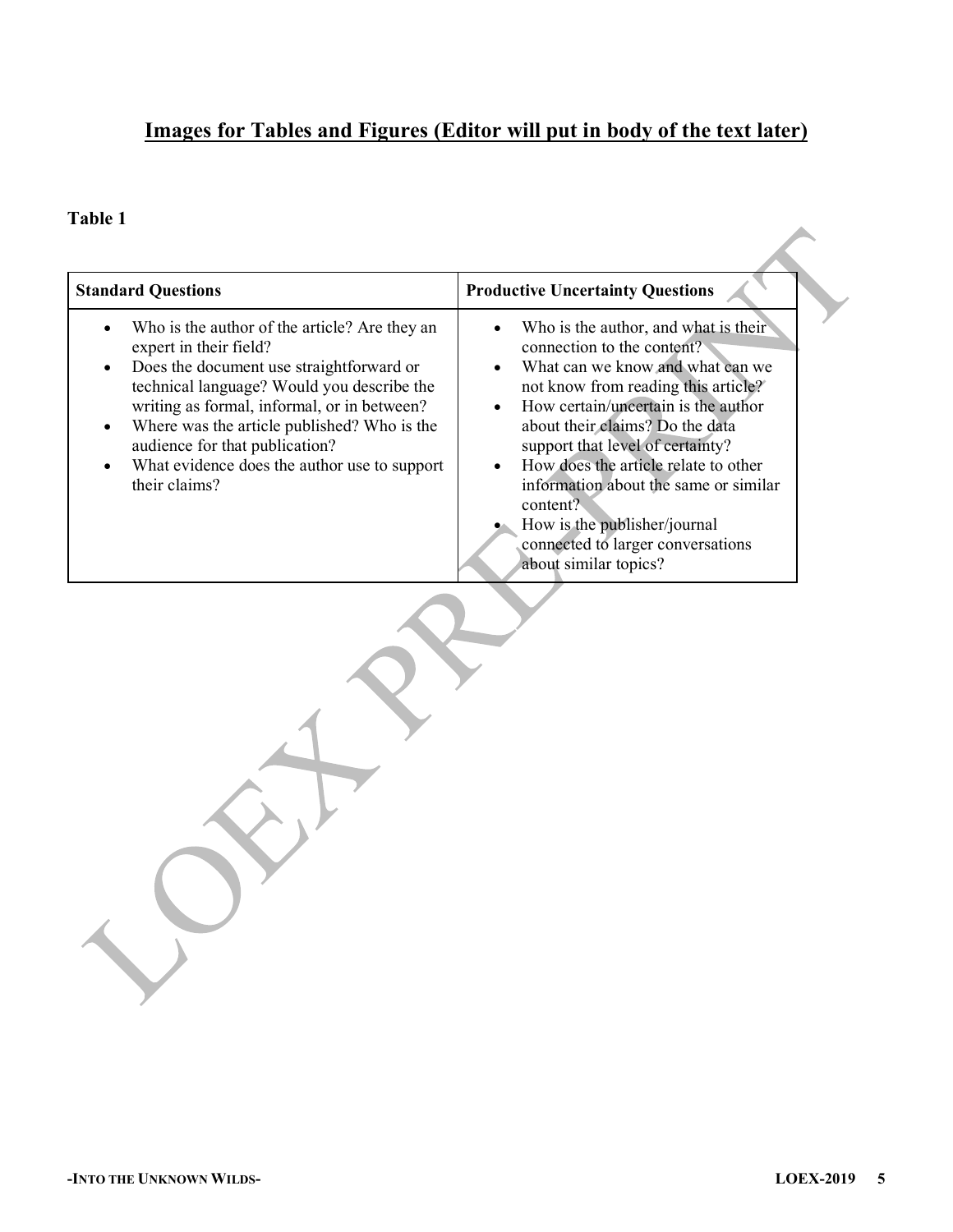## Images for Tables and Figures (Editor will put in body of the text later)

**Table 1**

| **Standard Questions** | **Productive Uncertainty Questions** |
| --- | --- |
| • Who is the author of the article? Are they an expert in their field?<br>• Does the document use straightforward or technical language? Would you describe the writing as formal, informal, or in between?<br>• Where was the article published? Who is the audience for that publication?<br>• What evidence does the author use to support their claims? | • Who is the author, and what is their connection to the content?<br>• What can we know and what can we not know from reading this article?<br>• How certain/uncertain is the author about their claims? Do the data support that level of certainty?<br>• How does the article relate to other information about the same or similar content?<br>• How is the publisher/journal connected to larger conversations about similar topics? |